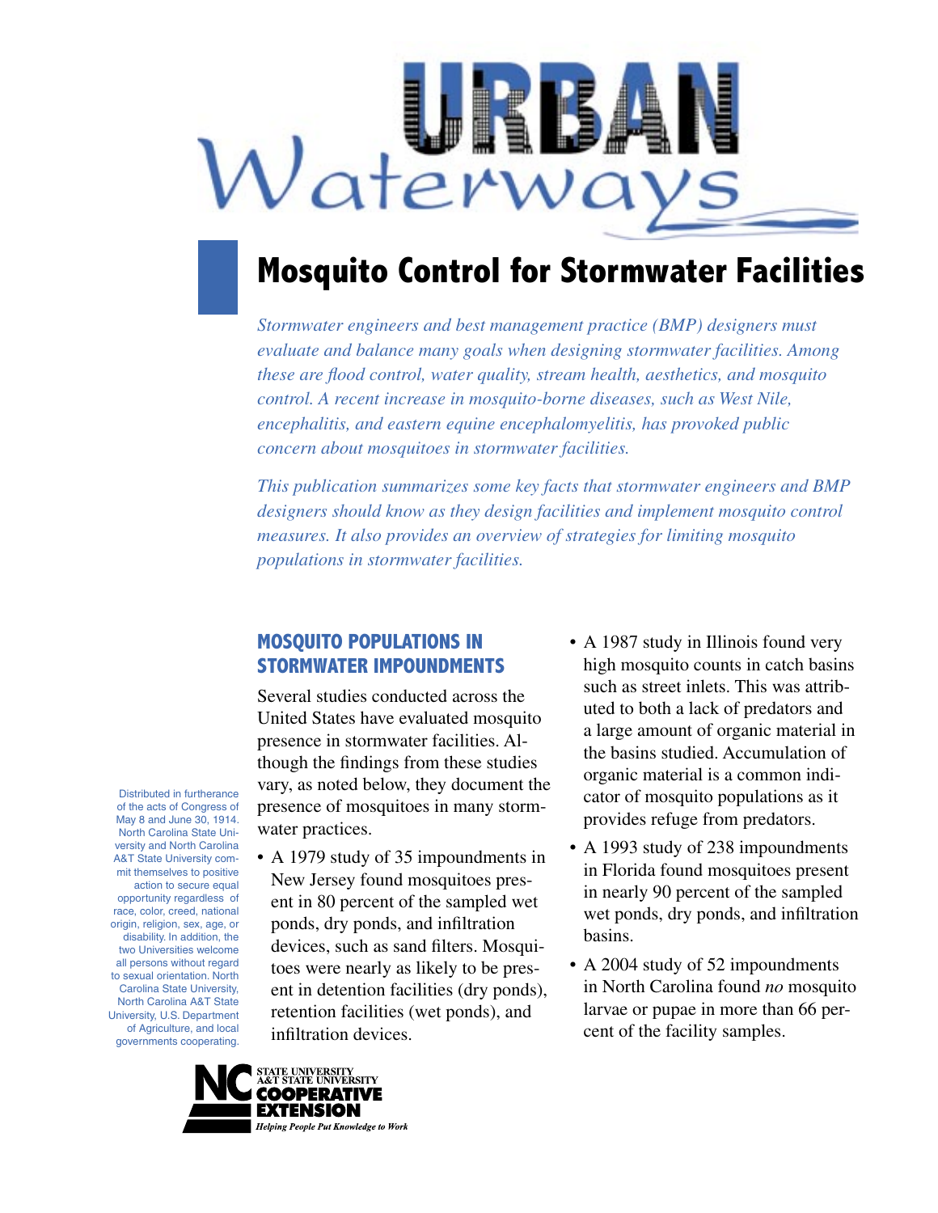# URBAN Waterways

## Mosquito Control for Stormwater Facilities

*Stormwater engineers and best management practice (BMP) designers must evaluate and balance many goals when designing stormwater facilities. Among these are flood control, water quality, stream health, aesthetics, and mosquito control. A recent increase in mosquito-borne diseases, such as West Nile, encephalitis, and eastern equine encephalomyelitis, has provoked public concern about mosquitoes in stormwater facilities.*

*This publication summarizes some key facts that stormwater engineers and BMP designers should know as they design facilities and implement mosquito control measures. It also provides an overview of strategies for limiting mosquito populations in stormwater facilities.*

### MOSQUITO POPULATIONS IN STORMWATER IMPOUNDMENTS

Several studies conducted across the United States have evaluated mosquito presence in stormwater facilities. Although the findings from these studies vary, as noted below, they document the presence of mosquitoes in many stormwater practices.

- A 1979 study of 35 impoundments in New Jersey found mosquitoes present in 80 percent of the sampled wet ponds, dry ponds, and infiltration devices, such as sand filters. Mosquitoes were nearly as likely to be present in detention facilities (dry ponds), retention facilities (wet ponds), and infiltration devices.
- A 1987 study in Illinois found very high mosquito counts in catch basins such as street inlets. This was attributed to both a lack of predators and a large amount of organic material in the basins studied. Accumulation of organic material is a common indicator of mosquito populations as it provides refuge from predators.
- A 1993 study of 238 impoundments in Florida found mosquitoes present in nearly 90 percent of the sampled wet ponds, dry ponds, and infiltration basins.
- A 2004 study of 52 impoundments in North Carolina found *no* mosquito larvae or pupae in more than 66 percent of the facility samples.

Distributed in furtherance of the acts of Congress of May 8 and June 30, 1914. North Carolina State University and North Carolina A&T State University commit themselves to positive action to secure equal opportunity regardless of race, color, creed, national origin, religion, sex, age, or disability. In addition, the two Universities welcome all persons without regard to sexual orientation. North Carolina State University, North Carolina A&T State University, U.S. Department of Agriculture, and local governments cooperating.

NC STATE UNIVERSITY A&T STATE UNIVERSITY COOPERATIVE EXTENSION *Helping People Put Knowledge to Work*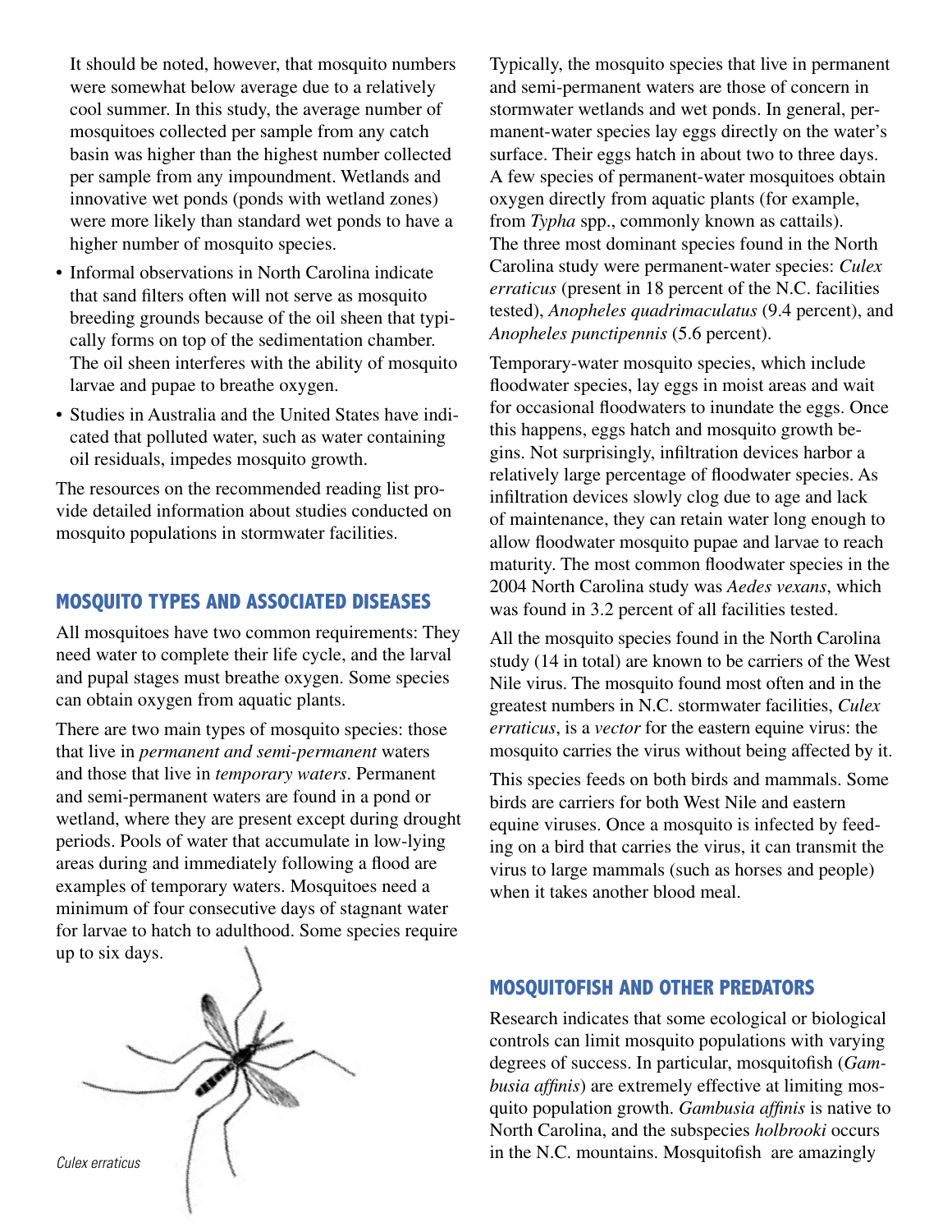It should be noted, however, that mosquito numbers were somewhat below average due to a relatively cool summer. In this study, the average number of mosquitoes collected per sample from any catch basin was higher than the highest number collected per sample from any impoundment. Wetlands and innovative wet ponds (ponds with wetland zones) were more likely than standard wet ponds to have a higher number of mosquito species.

- Informal observations in North Carolina indicate that sand filters often will not serve as mosquito breeding grounds because of the oil sheen that typically forms on top of the sedimentation chamber. The oil sheen interferes with the ability of mosquito larvae and pupae to breathe oxygen.
- Studies in Australia and the United States have indicated that polluted water, such as water containing oil residuals, impedes mosquito growth.

The resources on the recommended reading list provide detailed information about studies conducted on mosquito populations in stormwater facilities.

## MOSQUITO TYPES AND ASSOCIATED DISEASES

All mosquitoes have two common requirements: They need water to complete their life cycle, and the larval and pupal stages must breathe oxygen. Some species can obtain oxygen from aquatic plants.

There are two main types of mosquito species: those that live in *permanent and semi-permanent* waters and those that live in *temporary waters*. Permanent and semi-permanent waters are found in a pond or wetland, where they are present except during drought periods. Pools of water that accumulate in low-lying areas during and immediately following a flood are examples of temporary waters. Mosquitoes need a minimum of four consecutive days of stagnant water for larvae to hatch to adulthood. Some species require up to six days.

*Culex erraticus*

Typically, the mosquito species that live in permanent and semi-permanent waters are those of concern in stormwater wetlands and wet ponds. In general, permanent-water species lay eggs directly on the water's surface. Their eggs hatch in about two to three days. A few species of permanent-water mosquitoes obtain oxygen directly from aquatic plants (for example, from *Typha* spp., commonly known as cattails). The three most dominant species found in the North Carolina study were permanent-water species: *Culex erraticus* (present in 18 percent of the N.C. facilities tested), *Anopheles quadrimaculatus* (9.4 percent), and *Anopheles punctipennis* (5.6 percent).

Temporary-water mosquito species, which include floodwater species, lay eggs in moist areas and wait for occasional floodwaters to inundate the eggs. Once this happens, eggs hatch and mosquito growth begins. Not surprisingly, infiltration devices harbor a relatively large percentage of floodwater species. As infiltration devices slowly clog due to age and lack of maintenance, they can retain water long enough to allow floodwater mosquito pupae and larvae to reach maturity. The most common floodwater species in the 2004 North Carolina study was *Aedes vexans*, which was found in 3.2 percent of all facilities tested.

All the mosquito species found in the North Carolina study (14 in total) are known to be carriers of the West Nile virus. The mosquito found most often and in the greatest numbers in N.C. stormwater facilities, *Culex erraticus*, is a *vector* for the eastern equine virus: the mosquito carries the virus without being affected by it.

This species feeds on both birds and mammals. Some birds are carriers for both West Nile and eastern equine viruses. Once a mosquito is infected by feeding on a bird that carries the virus, it can transmit the virus to large mammals (such as horses and people) when it takes another blood meal.

## MOSQUITOFISH AND OTHER PREDATORS

Research indicates that some ecological or biological controls can limit mosquito populations with varying degrees of success. In particular, mosquitofish (*Gambusia affinis*) are extremely effective at limiting mosquito population growth. *Gambusia affinis* is native to North Carolina, and the subspecies *holbrooki* occurs in the N.C. mountains. Mosquitofish are amazingly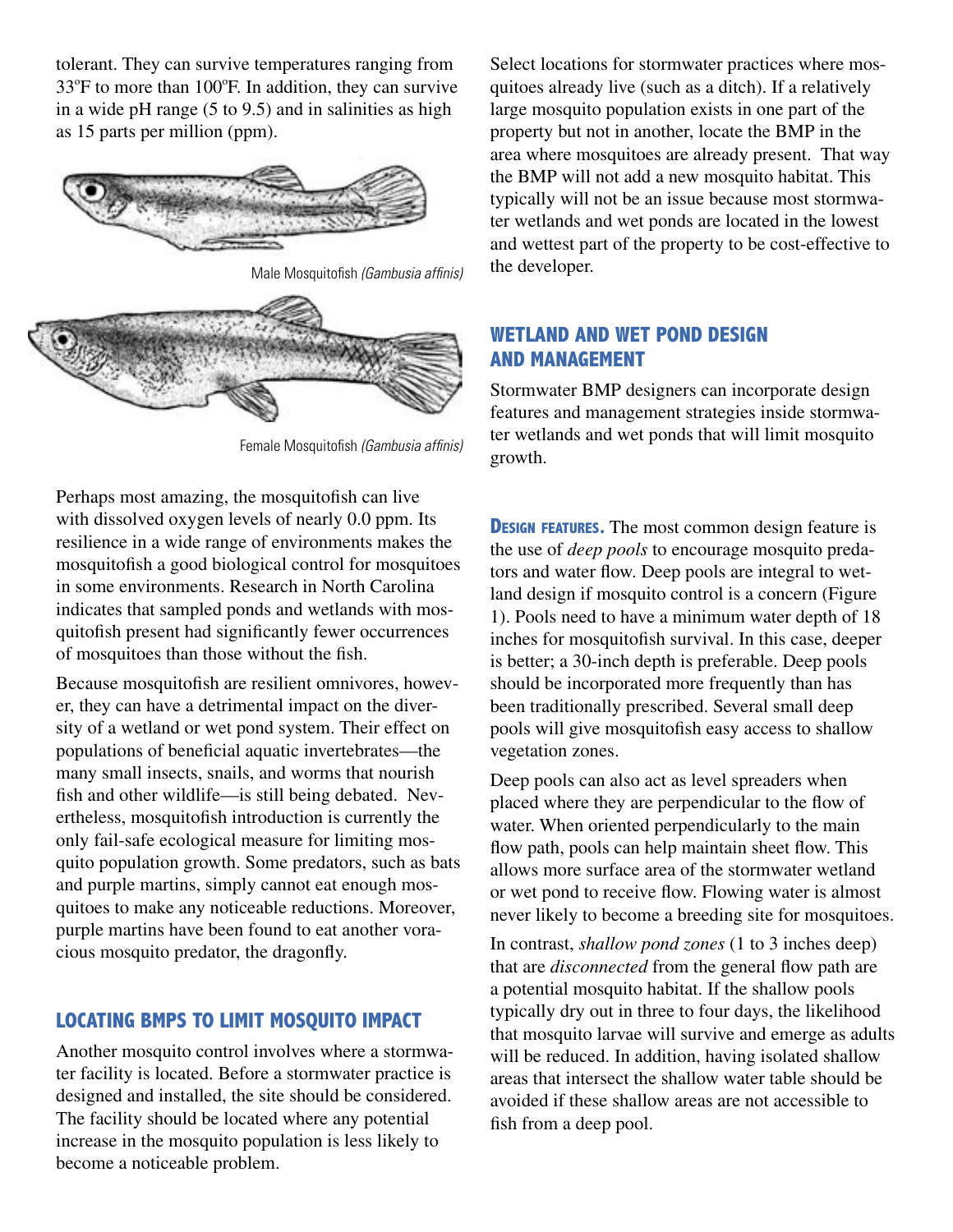tolerant. They can survive temperatures ranging from 33ºF to more than 100ºF. In addition, they can survive in a wide pH range (5 to 9.5) and in salinities as high as 15 parts per million (ppm).

Male Mosquitofish *(Gambusia affinis)*

Female Mosquitofish *(Gambusia affinis)*

Perhaps most amazing, the mosquitofish can live with dissolved oxygen levels of nearly 0.0 ppm. Its resilience in a wide range of environments makes the mosquitofish a good biological control for mosquitoes in some environments. Research in North Carolina indicates that sampled ponds and wetlands with mosquitofish present had significantly fewer occurrences of mosquitoes than those without the fish.

Because mosquitofish are resilient omnivores, however, they can have a detrimental impact on the diversity of a wetland or wet pond system. Their effect on populations of beneficial aquatic invertebrates—the many small insects, snails, and worms that nourish fish and other wildlife—is still being debated. Nevertheless, mosquitofish introduction is currently the only fail-safe ecological measure for limiting mosquito population growth. Some predators, such as bats and purple martins, simply cannot eat enough mosquitoes to make any noticeable reductions. Moreover, purple martins have been found to eat another voracious mosquito predator, the dragonfly.

## LOCATING BMPS TO LIMIT MOSQUITO IMPACT

Another mosquito control involves where a stormwater facility is located. Before a stormwater practice is designed and installed, the site should be considered. The facility should be located where any potential increase in the mosquito population is less likely to become a noticeable problem.

Select locations for stormwater practices where mosquitoes already live (such as a ditch). If a relatively large mosquito population exists in one part of the property but not in another, locate the BMP in the area where mosquitoes are already present. That way the BMP will not add a new mosquito habitat. This typically will not be an issue because most stormwater wetlands and wet ponds are located in the lowest and wettest part of the property to be cost-effective to the developer.

## WETLAND AND WET POND DESIGN AND MANAGEMENT

Stormwater BMP designers can incorporate design features and management strategies inside stormwater wetlands and wet ponds that will limit mosquito growth.

**DESIGN FEATURES.** The most common design feature is the use of *deep pools* to encourage mosquito predators and water flow. Deep pools are integral to wetland design if mosquito control is a concern (Figure 1). Pools need to have a minimum water depth of 18 inches for mosquitofish survival. In this case, deeper is better; a 30-inch depth is preferable. Deep pools should be incorporated more frequently than has been traditionally prescribed. Several small deep pools will give mosquitofish easy access to shallow vegetation zones.

Deep pools can also act as level spreaders when placed where they are perpendicular to the flow of water. When oriented perpendicularly to the main flow path, pools can help maintain sheet flow. This allows more surface area of the stormwater wetland or wet pond to receive flow. Flowing water is almost never likely to become a breeding site for mosquitoes.

In contrast, *shallow pond zones* (1 to 3 inches deep) that are *disconnected* from the general flow path are a potential mosquito habitat. If the shallow pools typically dry out in three to four days, the likelihood that mosquito larvae will survive and emerge as adults will be reduced. In addition, having isolated shallow areas that intersect the shallow water table should be avoided if these shallow areas are not accessible to fish from a deep pool.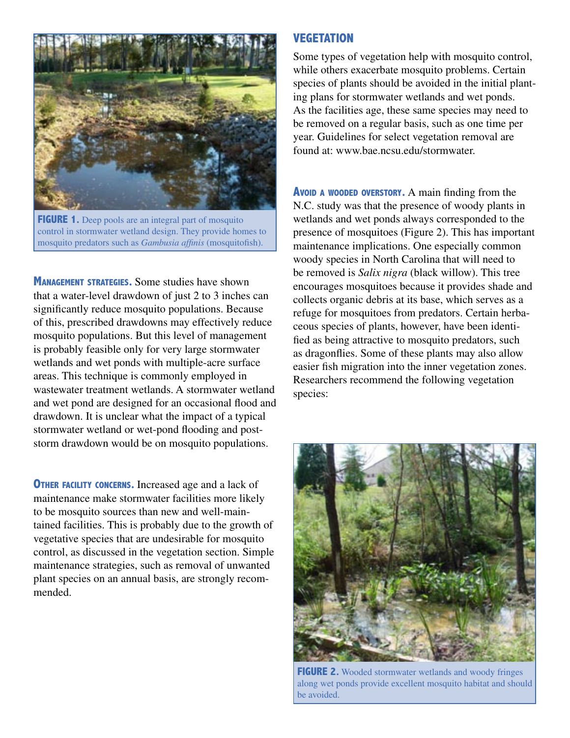**FIGURE 1.** Deep pools are an integral part of mosquito control in stormwater wetland design. They provide homes to mosquito predators such as *Gambusia affinis* (mosquitofish).

**Management strategies.** Some studies have shown that a water-level drawdown of just 2 to 3 inches can significantly reduce mosquito populations. Because of this, prescribed drawdowns may effectively reduce mosquito populations. But this level of management is probably feasible only for very large stormwater wetlands and wet ponds with multiple-acre surface areas. This technique is commonly employed in wastewater treatment wetlands. A stormwater wetland and wet pond are designed for an occasional flood and drawdown. It is unclear what the impact of a typical stormwater wetland or wet-pond flooding and post-storm drawdown would be on mosquito populations.

**Other facility concerns.** Increased age and a lack of maintenance make stormwater facilities more likely to be mosquito sources than new and well-maintained facilities. This is probably due to the growth of vegetative species that are undesirable for mosquito control, as discussed in the vegetation section. Simple maintenance strategies, such as removal of unwanted plant species on an annual basis, are strongly recommended.

## VEGETATION

Some types of vegetation help with mosquito control, while others exacerbate mosquito problems. Certain species of plants should be avoided in the initial planting plans for stormwater wetlands and wet ponds. As the facilities age, these same species may need to be removed on a regular basis, such as one time per year. Guidelines for select vegetation removal are found at: www.bae.ncsu.edu/stormwater.

**Avoid a wooded overstory.** A main finding from the N.C. study was that the presence of woody plants in wetlands and wet ponds always corresponded to the presence of mosquitoes (Figure 2). This has important maintenance implications. One especially common woody species in North Carolina that will need to be removed is *Salix nigra* (black willow). This tree encourages mosquitoes because it provides shade and collects organic debris at its base, which serves as a refuge for mosquitoes from predators. Certain herbaceous species of plants, however, have been identified as being attractive to mosquito predators, such as dragonflies. Some of these plants may also allow easier fish migration into the inner vegetation zones. Researchers recommend the following vegetation species:

**FIGURE 2.** Wooded stormwater wetlands and woody fringes along wet ponds provide excellent mosquito habitat and should be avoided.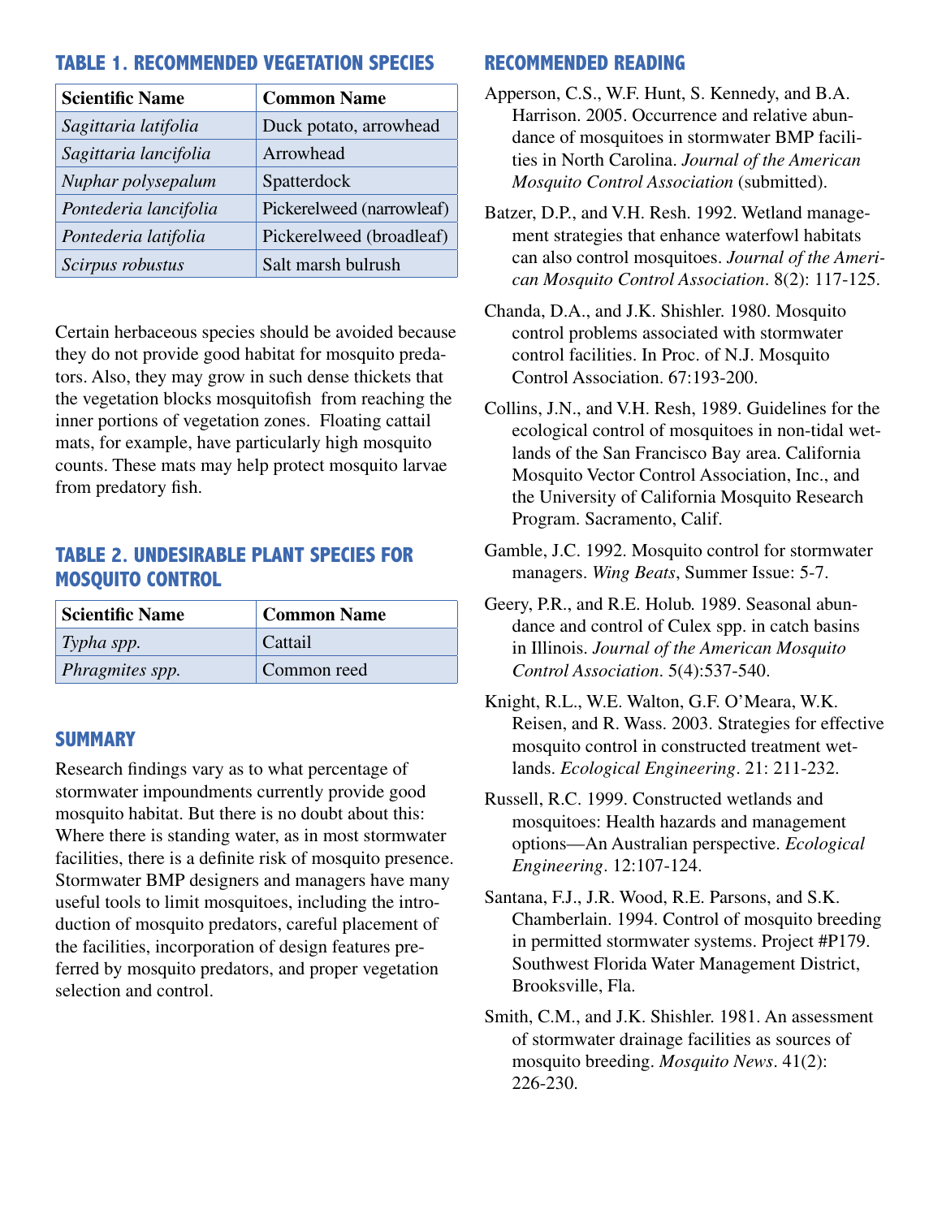### TABLE 1. RECOMMENDED VEGETATION SPECIES

| Scientific Name | Common Name |
| --- | --- |
| *Sagittaria latifolia* | Duck potato, arrowhead |
| *Sagittaria lancifolia* | Arrowhead |
| *Nuphar polysepalum* | Spatterdock |
| *Pontederia lancifolia* | Pickerelweed (narrowleaf) |
| *Pontederia latifolia* | Pickerelweed (broadleaf) |
| *Scirpus robustus* | Salt marsh bulrush |

Certain herbaceous species should be avoided because they do not provide good habitat for mosquito predators. Also, they may grow in such dense thickets that the vegetation blocks mosquitofish from reaching the inner portions of vegetation zones. Floating cattail mats, for example, have particularly high mosquito counts. These mats may help protect mosquito larvae from predatory fish.

### TABLE 2. UNDESIRABLE PLANT SPECIES FOR MOSQUITO CONTROL

| Scientific Name | Common Name |
| --- | --- |
| *Typha spp.* | Cattail |
| *Phragmites spp.* | Common reed |

## SUMMARY

Research findings vary as to what percentage of stormwater impoundments currently provide good mosquito habitat. But there is no doubt about this: Where there is standing water, as in most stormwater facilities, there is a definite risk of mosquito presence. Stormwater BMP designers and managers have many useful tools to limit mosquitoes, including the introduction of mosquito predators, careful placement of the facilities, incorporation of design features preferred by mosquito predators, and proper vegetation selection and control.

## RECOMMENDED READING

Apperson, C.S., W.F. Hunt, S. Kennedy, and B.A. Harrison. 2005. Occurrence and relative abundance of mosquitoes in stormwater BMP facilities in North Carolina. *Journal of the American Mosquito Control Association* (submitted).

Batzer, D.P., and V.H. Resh. 1992. Wetland management strategies that enhance waterfowl habitats can also control mosquitoes. *Journal of the American Mosquito Control Association*. 8(2): 117-125.

Chanda, D.A., and J.K. Shishler. 1980. Mosquito control problems associated with stormwater control facilities. In Proc. of N.J. Mosquito Control Association. 67:193-200.

Collins, J.N., and V.H. Resh, 1989. Guidelines for the ecological control of mosquitoes in non-tidal wetlands of the San Francisco Bay area. California Mosquito Vector Control Association, Inc., and the University of California Mosquito Research Program. Sacramento, Calif.

Gamble, J.C. 1992. Mosquito control for stormwater managers. *Wing Beats*, Summer Issue: 5-7.

Geery, P.R., and R.E. Holub. 1989. Seasonal abundance and control of Culex spp. in catch basins in Illinois. *Journal of the American Mosquito Control Association*. 5(4):537-540.

Knight, R.L., W.E. Walton, G.F. O'Meara, W.K. Reisen, and R. Wass. 2003. Strategies for effective mosquito control in constructed treatment wetlands. *Ecological Engineering*. 21: 211-232.

Russell, R.C. 1999. Constructed wetlands and mosquitoes: Health hazards and management options—An Australian perspective. *Ecological Engineering*. 12:107-124.

Santana, F.J., J.R. Wood, R.E. Parsons, and S.K. Chamberlain. 1994. Control of mosquito breeding in permitted stormwater systems. Project #P179. Southwest Florida Water Management District, Brooksville, Fla.

Smith, C.M., and J.K. Shishler. 1981. An assessment of stormwater drainage facilities as sources of mosquito breeding. *Mosquito News*. 41(2): 226-230.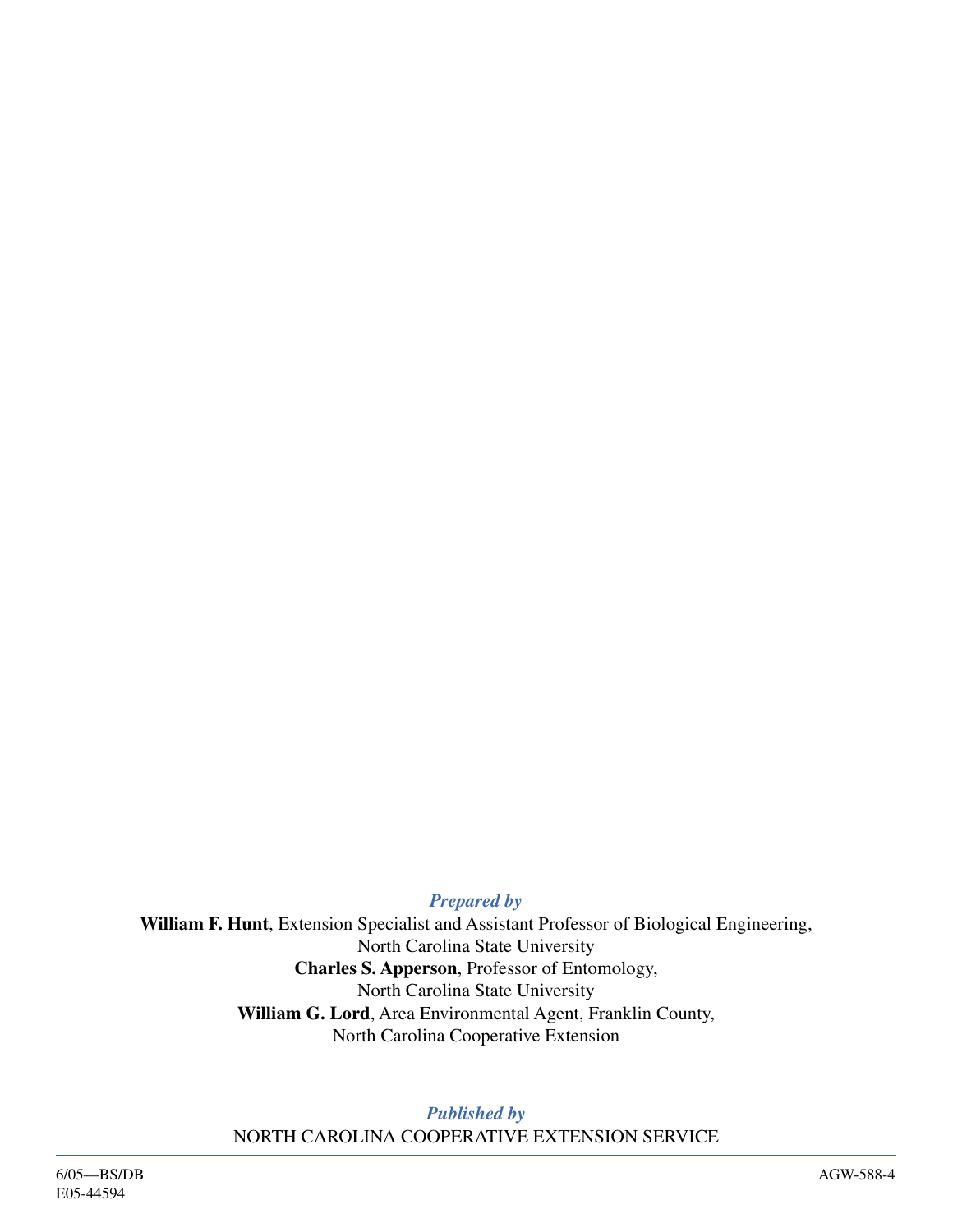***Prepared by***

**William F. Hunt**, Extension Specialist and Assistant Professor of Biological Engineering,
North Carolina State University

**Charles S. Apperson**, Professor of Entomology,
North Carolina State University

**William G. Lord**, Area Environmental Agent, Franklin County,
North Carolina Cooperative Extension

***Published by***

NORTH CAROLINA COOPERATIVE EXTENSION SERVICE

6/05—BS/DB
E05-44594

AGW-588-4